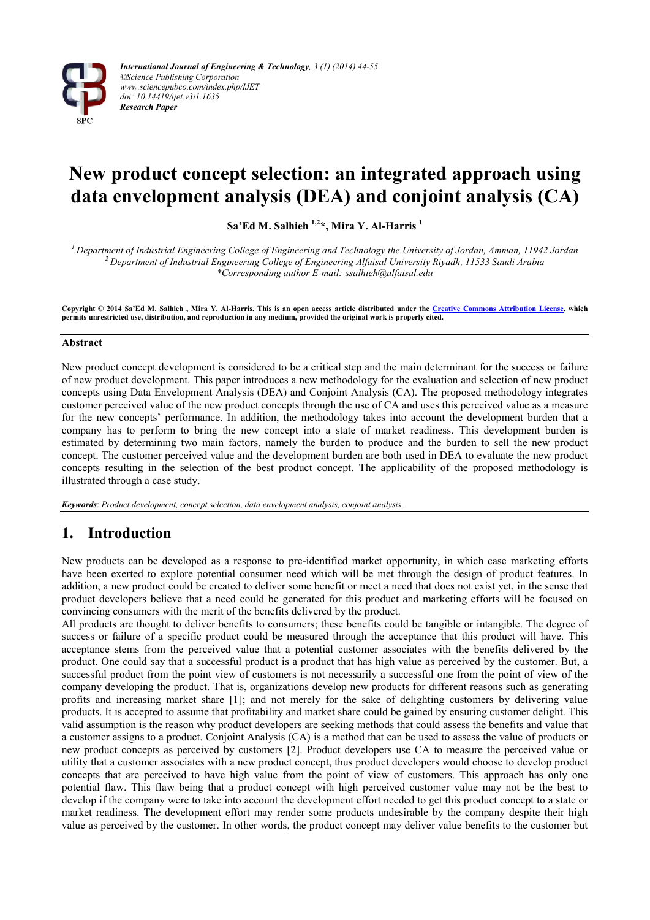*International Journal of Engineering & Technology, 3 (1) (2014) 44-55*
*©Science Publishing Corporation*
*www.sciencepubco.com/index.php/IJET*
*doi: 10.14419/ijet.v3i1.1635*
***Research Paper***

# New product concept selection: an integrated approach using data envelopment analysis (DEA) and conjoint analysis (CA)

**Sa'Ed M. Salhieh [1,2]\*, Mira Y. Al-Harris [1]**

[1] *Department of Industrial Engineering College of Engineering and Technology the University of Jordan, Amman, 11942 Jordan*
[2] *Department of Industrial Engineering College of Engineering Alfaisal University Riyadh, 11533 Saudi Arabia*
*\*Corresponding author E-mail: ssalhieh@alfaisal.edu*

**Copyright © 2014 Sa'Ed M. Salhieh , Mira Y. Al-Harris. This is an open access article distributed under the Creative Commons Attribution License, which permits unrestricted use, distribution, and reproduction in any medium, provided the original work is properly cited.**

## Abstract

New product concept development is considered to be a critical step and the main determinant for the success or failure of new product development. This paper introduces a new methodology for the evaluation and selection of new product concepts using Data Envelopment Analysis (DEA) and Conjoint Analysis (CA). The proposed methodology integrates customer perceived value of the new product concepts through the use of CA and uses this perceived value as a measure for the new concepts' performance. In addition, the methodology takes into account the development burden that a company has to perform to bring the new concept into a state of market readiness. This development burden is estimated by determining two main factors, namely the burden to produce and the burden to sell the new product concept. The customer perceived value and the development burden are both used in DEA to evaluate the new product concepts resulting in the selection of the best product concept. The applicability of the proposed methodology is illustrated through a case study.

***Keywords***: *Product development, concept selection, data envelopment analysis, conjoint analysis.*

## 1. Introduction

New products can be developed as a response to pre-identified market opportunity, in which case marketing efforts have been exerted to explore potential consumer need which will be met through the design of product features. In addition, a new product could be created to deliver some benefit or meet a need that does not exist yet, in the sense that product developers believe that a need could be generated for this product and marketing efforts will be focused on convincing consumers with the merit of the benefits delivered by the product.

All products are thought to deliver benefits to consumers; these benefits could be tangible or intangible. The degree of success or failure of a specific product could be measured through the acceptance that this product will have. This acceptance stems from the perceived value that a potential customer associates with the benefits delivered by the product. One could say that a successful product is a product that has high value as perceived by the customer. But, a successful product from the point view of customers is not necessarily a successful one from the point of view of the company developing the product. That is, organizations develop new products for different reasons such as generating profits and increasing market share [1]; and not merely for the sake of delighting customers by delivering value products. It is accepted to assume that profitability and market share could be gained by ensuring customer delight. This valid assumption is the reason why product developers are seeking methods that could assess the benefits and value that a customer assigns to a product. Conjoint Analysis (CA) is a method that can be used to assess the value of products or new product concepts as perceived by customers [2]. Product developers use CA to measure the perceived value or utility that a customer associates with a new product concept, thus product developers would choose to develop product concepts that are perceived to have high value from the point of view of customers. This approach has only one potential flaw. This flaw being that a product concept with high perceived customer value may not be the best to develop if the company were to take into account the development effort needed to get this product concept to a state or market readiness. The development effort may render some products undesirable by the company despite their high value as perceived by the customer. In other words, the product concept may deliver value benefits to the customer but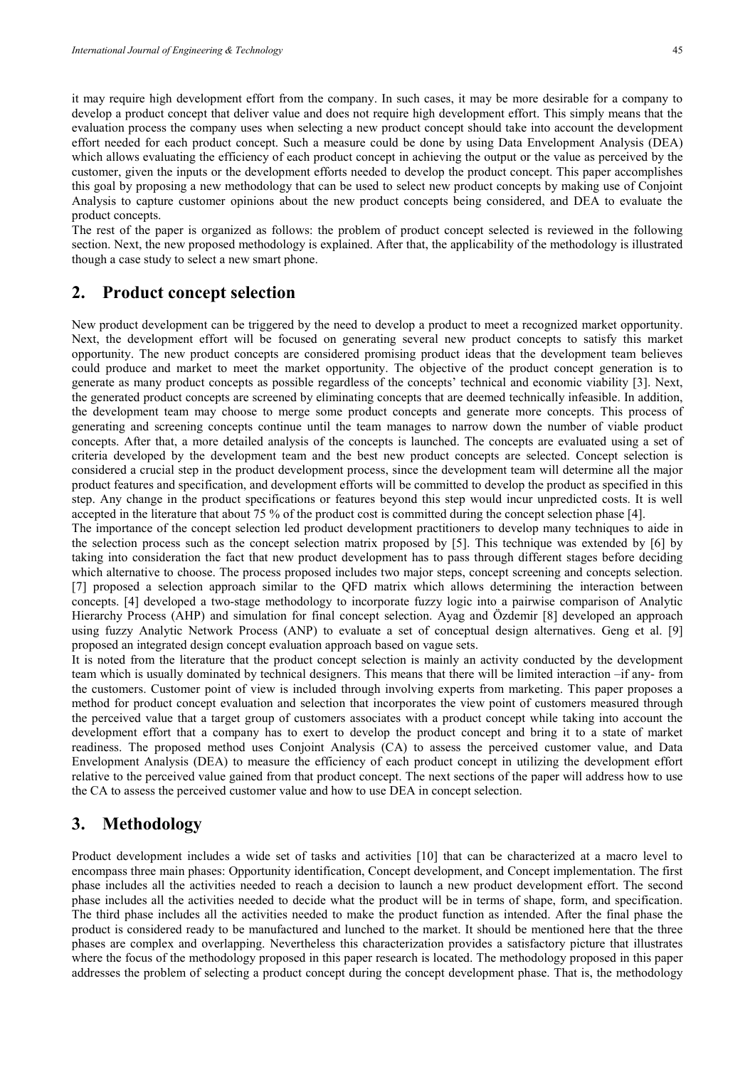it may require high development effort from the company. In such cases, it may be more desirable for a company to develop a product concept that deliver value and does not require high development effort. This simply means that the evaluation process the company uses when selecting a new product concept should take into account the development effort needed for each product concept. Such a measure could be done by using Data Envelopment Analysis (DEA) which allows evaluating the efficiency of each product concept in achieving the output or the value as perceived by the customer, given the inputs or the development efforts needed to develop the product concept. This paper accomplishes this goal by proposing a new methodology that can be used to select new product concepts by making use of Conjoint Analysis to capture customer opinions about the new product concepts being considered, and DEA to evaluate the product concepts.

The rest of the paper is organized as follows: the problem of product concept selected is reviewed in the following section. Next, the new proposed methodology is explained. After that, the applicability of the methodology is illustrated though a case study to select a new smart phone.

## 2. Product concept selection

New product development can be triggered by the need to develop a product to meet a recognized market opportunity. Next, the development effort will be focused on generating several new product concepts to satisfy this market opportunity. The new product concepts are considered promising product ideas that the development team believes could produce and market to meet the market opportunity. The objective of the product concept generation is to generate as many product concepts as possible regardless of the concepts' technical and economic viability [3]. Next, the generated product concepts are screened by eliminating concepts that are deemed technically infeasible. In addition, the development team may choose to merge some product concepts and generate more concepts. This process of generating and screening concepts continue until the team manages to narrow down the number of viable product concepts. After that, a more detailed analysis of the concepts is launched. The concepts are evaluated using a set of criteria developed by the development team and the best new product concepts are selected. Concept selection is considered a crucial step in the product development process, since the development team will determine all the major product features and specification, and development efforts will be committed to develop the product as specified in this step. Any change in the product specifications or features beyond this step would incur unpredicted costs. It is well accepted in the literature that about 75 % of the product cost is committed during the concept selection phase [4].

The importance of the concept selection led product development practitioners to develop many techniques to aide in the selection process such as the concept selection matrix proposed by [5]. This technique was extended by [6] by taking into consideration the fact that new product development has to pass through different stages before deciding which alternative to choose. The process proposed includes two major steps, concept screening and concepts selection. [7] proposed a selection approach similar to the QFD matrix which allows determining the interaction between concepts. [4] developed a two-stage methodology to incorporate fuzzy logic into a pairwise comparison of Analytic Hierarchy Process (AHP) and simulation for final concept selection. Ayag and Özdemir [8] developed an approach using fuzzy Analytic Network Process (ANP) to evaluate a set of conceptual design alternatives. Geng et al. [9] proposed an integrated design concept evaluation approach based on vague sets.

It is noted from the literature that the product concept selection is mainly an activity conducted by the development team which is usually dominated by technical designers. This means that there will be limited interaction –if any- from the customers. Customer point of view is included through involving experts from marketing. This paper proposes a method for product concept evaluation and selection that incorporates the view point of customers measured through the perceived value that a target group of customers associates with a product concept while taking into account the development effort that a company has to exert to develop the product concept and bring it to a state of market readiness. The proposed method uses Conjoint Analysis (CA) to assess the perceived customer value, and Data Envelopment Analysis (DEA) to measure the efficiency of each product concept in utilizing the development effort relative to the perceived value gained from that product concept. The next sections of the paper will address how to use the CA to assess the perceived customer value and how to use DEA in concept selection.

## 3. Methodology

Product development includes a wide set of tasks and activities [10] that can be characterized at a macro level to encompass three main phases: Opportunity identification, Concept development, and Concept implementation. The first phase includes all the activities needed to reach a decision to launch a new product development effort. The second phase includes all the activities needed to decide what the product will be in terms of shape, form, and specification. The third phase includes all the activities needed to make the product function as intended. After the final phase the product is considered ready to be manufactured and lunched to the market. It should be mentioned here that the three phases are complex and overlapping. Nevertheless this characterization provides a satisfactory picture that illustrates where the focus of the methodology proposed in this paper research is located. The methodology proposed in this paper addresses the problem of selecting a product concept during the concept development phase. That is, the methodology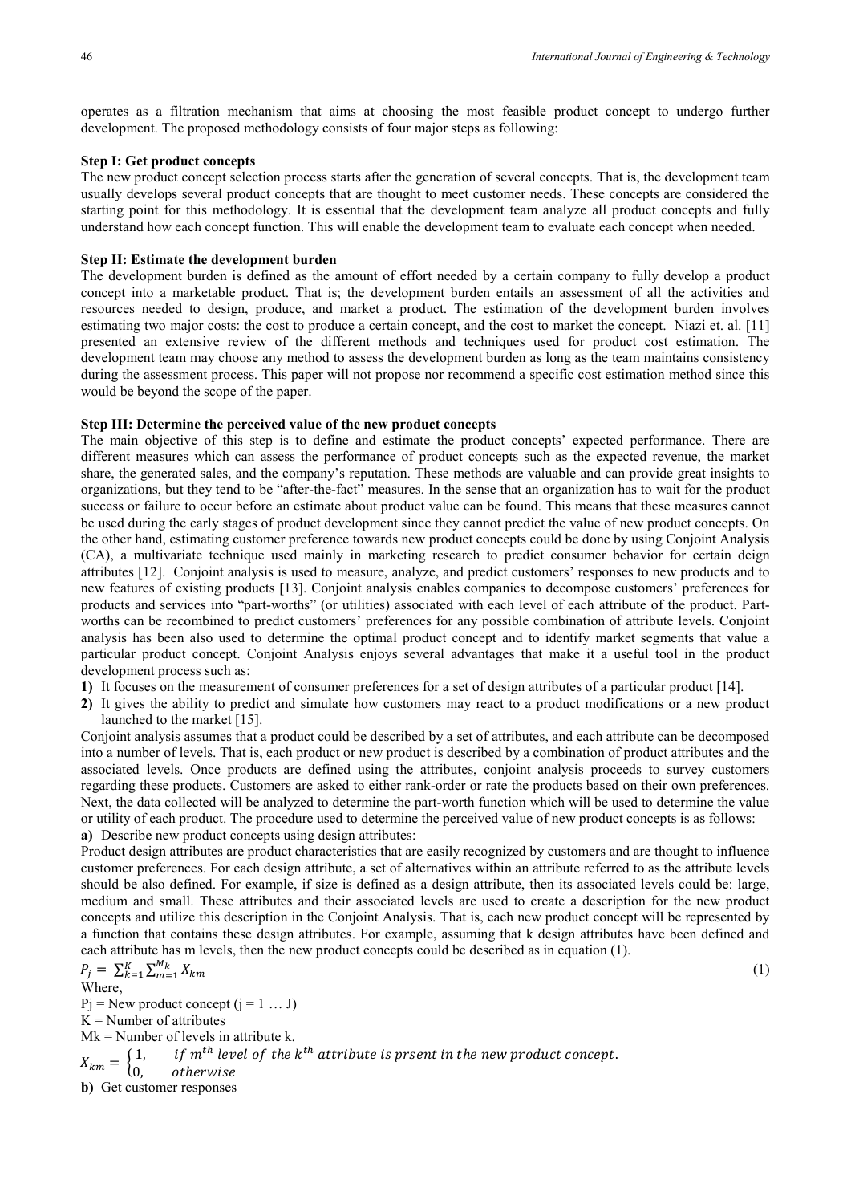operates as a filtration mechanism that aims at choosing the most feasible product concept to undergo further development. The proposed methodology consists of four major steps as following:

**Step I: Get product concepts**

The new product concept selection process starts after the generation of several concepts. That is, the development team usually develops several product concepts that are thought to meet customer needs. These concepts are considered the starting point for this methodology. It is essential that the development team analyze all product concepts and fully understand how each concept function. This will enable the development team to evaluate each concept when needed.

**Step II: Estimate the development burden**

The development burden is defined as the amount of effort needed by a certain company to fully develop a product concept into a marketable product. That is; the development burden entails an assessment of all the activities and resources needed to design, produce, and market a product. The estimation of the development burden involves estimating two major costs: the cost to produce a certain concept, and the cost to market the concept. Niazi et. al. [11] presented an extensive review of the different methods and techniques used for product cost estimation. The development team may choose any method to assess the development burden as long as the team maintains consistency during the assessment process. This paper will not propose nor recommend a specific cost estimation method since this would be beyond the scope of the paper.

**Step III: Determine the perceived value of the new product concepts**

The main objective of this step is to define and estimate the product concepts' expected performance. There are different measures which can assess the performance of product concepts such as the expected revenue, the market share, the generated sales, and the company's reputation. These methods are valuable and can provide great insights to organizations, but they tend to be "after-the-fact" measures. In the sense that an organization has to wait for the product success or failure to occur before an estimate about product value can be found. This means that these measures cannot be used during the early stages of product development since they cannot predict the value of new product concepts. On the other hand, estimating customer preference towards new product concepts could be done by using Conjoint Analysis (CA), a multivariate technique used mainly in marketing research to predict consumer behavior for certain deign attributes [12]. Conjoint analysis is used to measure, analyze, and predict customers' responses to new products and to new features of existing products [13]. Conjoint analysis enables companies to decompose customers' preferences for products and services into "part-worths" (or utilities) associated with each level of each attribute of the product. Part-worths can be recombined to predict customers' preferences for any possible combination of attribute levels. Conjoint analysis has been also used to determine the optimal product concept and to identify market segments that value a particular product concept. Conjoint Analysis enjoys several advantages that make it a useful tool in the product development process such as:

**1)** It focuses on the measurement of consumer preferences for a set of design attributes of a particular product [14].

**2)** It gives the ability to predict and simulate how customers may react to a product modifications or a new product launched to the market [15].

Conjoint analysis assumes that a product could be described by a set of attributes, and each attribute can be decomposed into a number of levels. That is, each product or new product is described by a combination of product attributes and the associated levels. Once products are defined using the attributes, conjoint analysis proceeds to survey customers regarding these products. Customers are asked to either rank-order or rate the products based on their own preferences. Next, the data collected will be analyzed to determine the part-worth function which will be used to determine the value or utility of each product. The procedure used to determine the perceived value of new product concepts is as follows:

**a)** Describe new product concepts using design attributes:

Product design attributes are product characteristics that are easily recognized by customers and are thought to influence customer preferences. For each design attribute, a set of alternatives within an attribute referred to as the attribute levels should be also defined. For example, if size is defined as a design attribute, then its associated levels could be: large, medium and small. These attributes and their associated levels are used to create a description for the new product concepts and utilize this description in the Conjoint Analysis. That is, each new product concept will be represented by a function that contains these design attributes. For example, assuming that k design attributes have been defined and each attribute has m levels, then the new product concepts could be described as in equation (1).

$$P_j = \sum_{k=1}^{K}\sum_{m=1}^{M_k} X_{km} \tag{1}$$

Where,

$P_j$ = New product concept ($j = 1 \dots J$)

$K$ = Number of attributes

$M_k$ = Number of levels in attribute k.

$$X_{km} = \begin{cases} 1, & \text{if } m^{th} \text{ level of the } k^{th} \text{ attribute is prsent in the new product concept.} \\ 0, & \text{otherwise} \end{cases}$$

**b)** Get customer responses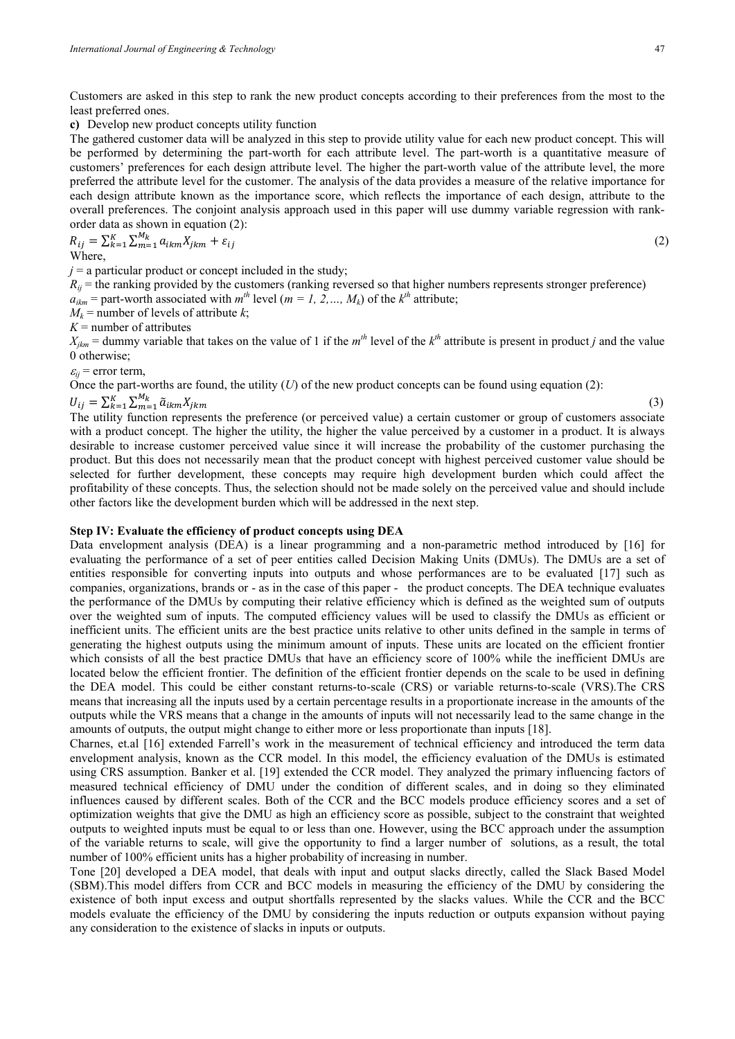Customers are asked in this step to rank the new product concepts according to their preferences from the most to the least preferred ones.

**c)** Develop new product concepts utility function

The gathered customer data will be analyzed in this step to provide utility value for each new product concept. This will be performed by determining the part-worth for each attribute level. The part-worth is a quantitative measure of customers' preferences for each design attribute level. The higher the part-worth value of the attribute level, the more preferred the attribute level for the customer. The analysis of the data provides a measure of the relative importance for each design attribute known as the importance score, which reflects the importance of each design, attribute to the overall preferences. The conjoint analysis approach used in this paper will use dummy variable regression with rank-order data as shown in equation (2):

$$R_{ij} = \sum_{k=1}^{K} \sum_{m=1}^{M_k} a_{ikm} X_{jkm} + \varepsilon_{ij} \tag{2}$$

Where,

$j$ = a particular product or concept included in the study;

$R_{ij}$ = the ranking provided by the customers (ranking reversed so that higher numbers represents stronger preference)

$a_{ikm}$ = part-worth associated with $m^{th}$ level ($m = 1, 2, \ldots, M_k$) of the $k^{th}$ attribute;

$M_k$ = number of levels of attribute $k$;

$K$ = number of attributes

$X_{jkm}$ = dummy variable that takes on the value of 1 if the $m^{th}$ level of the $k^{th}$ attribute is present in product $j$ and the value 0 otherwise;

$\varepsilon_{ij}$ = error term,

Once the part-worths are found, the utility ($U$) of the new product concepts can be found using equation (2):

$$U_{ij} = \sum_{k=1}^{K} \sum_{m=1}^{M_k} \tilde{a}_{ikm} X_{jkm} \tag{3}$$

The utility function represents the preference (or perceived value) a certain customer or group of customers associate with a product concept. The higher the utility, the higher the value perceived by a customer in a product. It is always desirable to increase customer perceived value since it will increase the probability of the customer purchasing the product. But this does not necessarily mean that the product concept with highest perceived customer value should be selected for further development, these concepts may require high development burden which could affect the profitability of these concepts. Thus, the selection should not be made solely on the perceived value and should include other factors like the development burden which will be addressed in the next step.

**Step IV: Evaluate the efficiency of product concepts using DEA**

Data envelopment analysis (DEA) is a linear programming and a non-parametric method introduced by [16] for evaluating the performance of a set of peer entities called Decision Making Units (DMUs). The DMUs are a set of entities responsible for converting inputs into outputs and whose performances are to be evaluated [17] such as companies, organizations, brands or - as in the case of this paper - the product concepts. The DEA technique evaluates the performance of the DMUs by computing their relative efficiency which is defined as the weighted sum of outputs over the weighted sum of inputs. The computed efficiency values will be used to classify the DMUs as efficient or inefficient units. The efficient units are the best practice units relative to other units defined in the sample in terms of generating the highest outputs using the minimum amount of inputs. These units are located on the efficient frontier which consists of all the best practice DMUs that have an efficiency score of 100% while the inefficient DMUs are located below the efficient frontier. The definition of the efficient frontier depends on the scale to be used in defining the DEA model. This could be either constant returns-to-scale (CRS) or variable returns-to-scale (VRS).The CRS means that increasing all the inputs used by a certain percentage results in a proportionate increase in the amounts of the outputs while the VRS means that a change in the amounts of inputs will not necessarily lead to the same change in the amounts of outputs, the output might change to either more or less proportionate than inputs [18].

Charnes, et.al [16] extended Farrell's work in the measurement of technical efficiency and introduced the term data envelopment analysis, known as the CCR model. In this model, the efficiency evaluation of the DMUs is estimated using CRS assumption. Banker et al. [19] extended the CCR model. They analyzed the primary influencing factors of measured technical efficiency of DMU under the condition of different scales, and in doing so they eliminated influences caused by different scales. Both of the CCR and the BCC models produce efficiency scores and a set of optimization weights that give the DMU as high an efficiency score as possible, subject to the constraint that weighted outputs to weighted inputs must be equal to or less than one. However, using the BCC approach under the assumption of the variable returns to scale, will give the opportunity to find a larger number of solutions, as a result, the total number of 100% efficient units has a higher probability of increasing in number.

Tone [20] developed a DEA model, that deals with input and output slacks directly, called the Slack Based Model (SBM).This model differs from CCR and BCC models in measuring the efficiency of the DMU by considering the existence of both input excess and output shortfalls represented by the slacks values. While the CCR and the BCC models evaluate the efficiency of the DMU by considering the inputs reduction or outputs expansion without paying any consideration to the existence of slacks in inputs or outputs.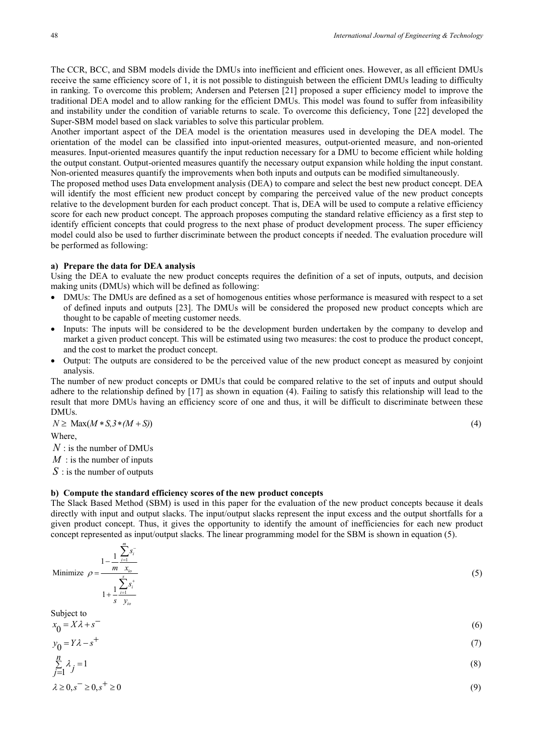The CCR, BCC, and SBM models divide the DMUs into inefficient and efficient ones. However, as all efficient DMUs receive the same efficiency score of 1, it is not possible to distinguish between the efficient DMUs leading to difficulty in ranking. To overcome this problem; Andersen and Petersen [21] proposed a super efficiency model to improve the traditional DEA model and to allow ranking for the efficient DMUs. This model was found to suffer from infeasibility and instability under the condition of variable returns to scale. To overcome this deficiency, Tone [22] developed the Super-SBM model based on slack variables to solve this particular problem.

Another important aspect of the DEA model is the orientation measures used in developing the DEA model. The orientation of the model can be classified into input-oriented measures, output-oriented measure, and non-oriented measures. Input-oriented measures quantify the input reduction necessary for a DMU to become efficient while holding the output constant. Output-oriented measures quantify the necessary output expansion while holding the input constant. Non-oriented measures quantify the improvements when both inputs and outputs can be modified simultaneously.

The proposed method uses Data envelopment analysis (DEA) to compare and select the best new product concept. DEA will identify the most efficient new product concept by comparing the perceived value of the new product concepts relative to the development burden for each product concept. That is, DEA will be used to compute a relative efficiency score for each new product concept. The approach proposes computing the standard relative efficiency as a first step to identify efficient concepts that could progress to the next phase of product development process. The super efficiency model could also be used to further discriminate between the product concepts if needed. The evaluation procedure will be performed as following:

**a) Prepare the data for DEA analysis**

Using the DEA to evaluate the new product concepts requires the definition of a set of inputs, outputs, and decision making units (DMUs) which will be defined as following:

- DMUs: The DMUs are defined as a set of homogenous entities whose performance is measured with respect to a set of defined inputs and outputs [23]. The DMUs will be considered the proposed new product concepts which are thought to be capable of meeting customer needs.
- Inputs: The inputs will be considered to be the development burden undertaken by the company to develop and market a given product concept. This will be estimated using two measures: the cost to produce the product concept, and the cost to market the product concept.
- Output: The outputs are considered to be the perceived value of the new product concept as measured by conjoint analysis.

The number of new product concepts or DMUs that could be compared relative to the set of inputs and output should adhere to the relationship defined by [17] as shown in equation (4). Failing to satisfy this relationship will lead to the result that more DMUs having an efficiency score of one and thus, it will be difficult to discriminate between these DMUs.

$$N \geq \text{Max}(M * S, 3 * (M + S)) \tag{4}$$

Where,

$N$ : is the number of DMUs

$M$ : is the number of inputs

$S$ : is the number of outputs

**b) Compute the standard efficiency scores of the new product concepts**

The Slack Based Method (SBM) is used in this paper for the evaluation of the new product concepts because it deals directly with input and output slacks. The input/output slacks represent the input excess and the output shortfalls for a given product concept. Thus, it gives the opportunity to identify the amount of inefficiencies for each new product concept represented as input/output slacks. The linear programming model for the SBM is shown in equation (5).

$$\text{Minimize } \rho = \frac{1 - \frac{1}{m} \frac{\sum_{i=1}^{m} s_i^-}{x_{io}}}{1 + \frac{1}{s} \frac{\sum_{i=1}^{s} s_i^+}{y_{io}}} \tag{5}$$

Subject to

$$x_0 = X\lambda + s^- \tag{6}$$

$$y_0 = Y\lambda - s^+ \tag{7}$$

$$\sum_{j=1}^{n} \lambda_j = 1 \tag{8}$$

$$\lambda \geq 0, s^- \geq 0, s^+ \geq 0 \tag{9}$$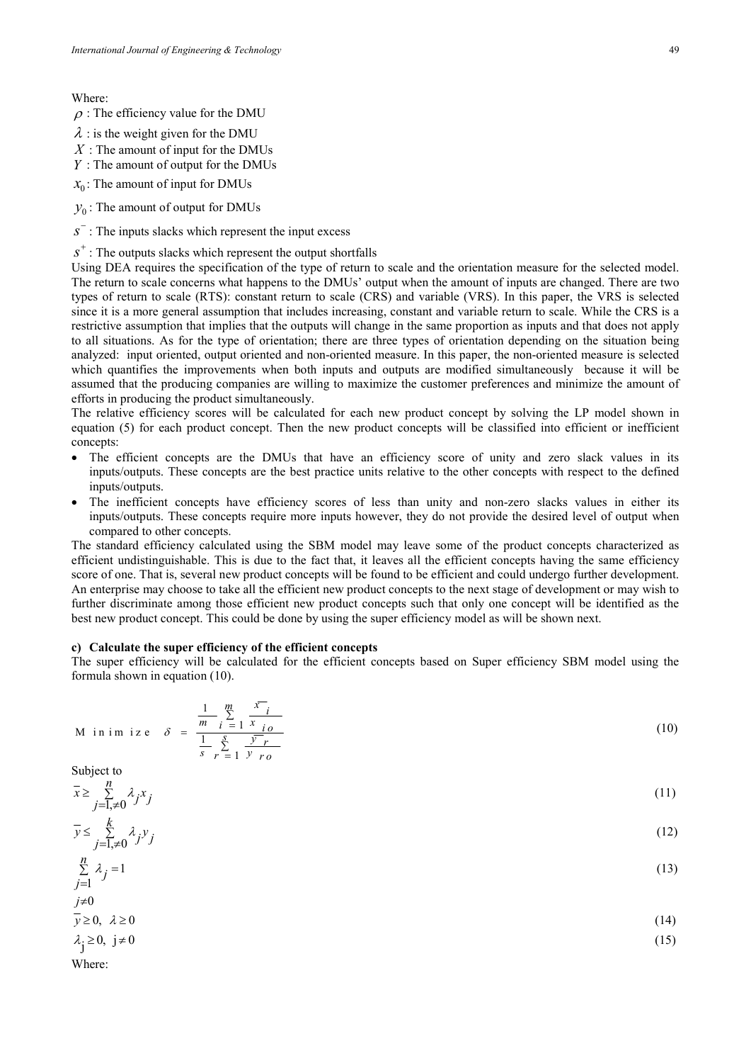Where:

$\rho$ : The efficiency value for the DMU

$\lambda$ : is the weight given for the DMU

$X$ : The amount of input for the DMUs

$Y$ : The amount of output for the DMUs

$x_0$: The amount of input for DMUs

$y_0$ : The amount of output for DMUs

$s^-$ : The inputs slacks which represent the input excess

$s^+$ : The outputs slacks which represent the output shortfalls

Using DEA requires the specification of the type of return to scale and the orientation measure for the selected model. The return to scale concerns what happens to the DMUs' output when the amount of inputs are changed. There are two types of return to scale (RTS): constant return to scale (CRS) and variable (VRS). In this paper, the VRS is selected since it is a more general assumption that includes increasing, constant and variable return to scale. While the CRS is a restrictive assumption that implies that the outputs will change in the same proportion as inputs and that does not apply to all situations. As for the type of orientation; there are three types of orientation depending on the situation being analyzed: input oriented, output oriented and non-oriented measure. In this paper, the non-oriented measure is selected which quantifies the improvements when both inputs and outputs are modified simultaneously because it will be assumed that the producing companies are willing to maximize the customer preferences and minimize the amount of efforts in producing the product simultaneously.

The relative efficiency scores will be calculated for each new product concept by solving the LP model shown in equation (5) for each product concept. Then the new product concepts will be classified into efficient or inefficient concepts:

- The efficient concepts are the DMUs that have an efficiency score of unity and zero slack values in its inputs/outputs. These concepts are the best practice units relative to the other concepts with respect to the defined inputs/outputs.
- The inefficient concepts have efficiency scores of less than unity and non-zero slacks values in either its inputs/outputs. These concepts require more inputs however, they do not provide the desired level of output when compared to other concepts.

The standard efficiency calculated using the SBM model may leave some of the product concepts characterized as efficient undistinguishable. This is due to the fact that, it leaves all the efficient concepts having the same efficiency score of one. That is, several new product concepts will be found to be efficient and could undergo further development. An enterprise may choose to take all the efficient new product concepts to the next stage of development or may wish to further discriminate among those efficient new product concepts such that only one concept will be identified as the best new product concept. This could be done by using the super efficiency model as will be shown next.

**c) Calculate the super efficiency of the efficient concepts**

The super efficiency will be calculated for the efficient concepts based on Super efficiency SBM model using the formula shown in equation (10).

$$\text{Minimize} \quad \delta = \frac{\frac{1}{m}\sum_{i=1}^{m}\frac{\bar{x}_i}{x_{io}}}{\frac{1}{s}\sum_{r=1}^{s}\frac{\bar{y}_r}{y_{ro}}} \tag{10}$$

Subject to

$$\bar{x} \geq \sum_{j=1,\neq 0}^{n} \lambda_j x_j \tag{11}$$

$$\bar{y} \leq \sum_{j=1,\neq 0}^{k} \lambda_j y_j \tag{12}$$

$$\sum_{\substack{j=1 \\ j\neq 0}}^{n} \lambda_j = 1 \tag{13}$$

$$\bar{y} \geq 0, \ \lambda \geq 0 \tag{14}$$

$$\lambda_j \geq 0, \ j \neq 0 \tag{15}$$

Where: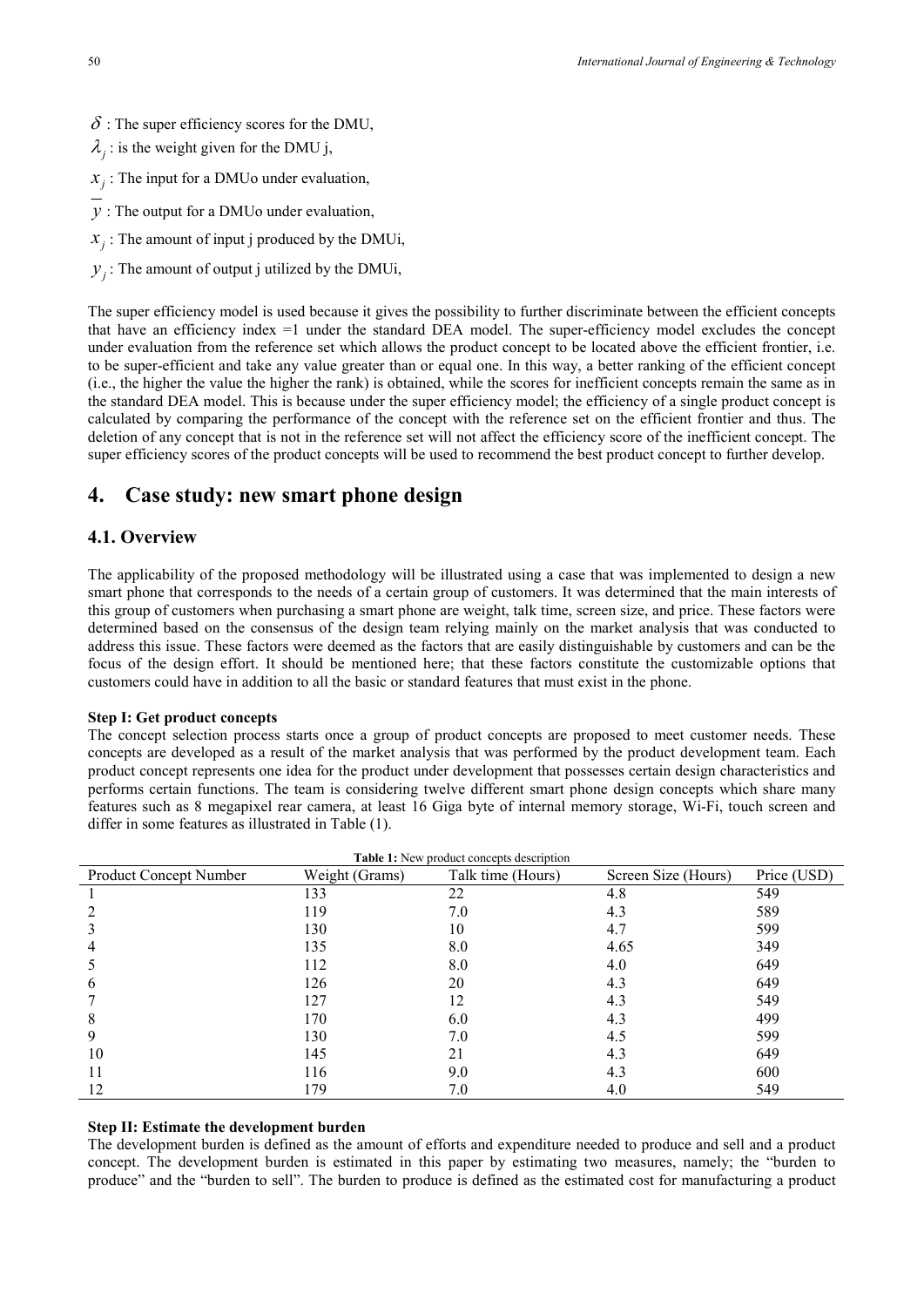$\delta$ : The super efficiency scores for the DMU,

$\lambda_j$ : is the weight given for the DMU j,

$x_j$ : The input for a DMUo under evaluation,

$\overline{y}$ : The output for a DMUo under evaluation,

$x_j$ : The amount of input j produced by the DMUi,

$y_j$ : The amount of output j utilized by the DMUi,

The super efficiency model is used because it gives the possibility to further discriminate between the efficient concepts that have an efficiency index =1 under the standard DEA model. The super-efficiency model excludes the concept under evaluation from the reference set which allows the product concept to be located above the efficient frontier, i.e. to be super-efficient and take any value greater than or equal one. In this way, a better ranking of the efficient concept (i.e., the higher the value the higher the rank) is obtained, while the scores for inefficient concepts remain the same as in the standard DEA model. This is because under the super efficiency model; the efficiency of a single product concept is calculated by comparing the performance of the concept with the reference set on the efficient frontier and thus. The deletion of any concept that is not in the reference set will not affect the efficiency score of the inefficient concept. The super efficiency scores of the product concepts will be used to recommend the best product concept to further develop.

# 4. Case study: new smart phone design

## 4.1. Overview

The applicability of the proposed methodology will be illustrated using a case that was implemented to design a new smart phone that corresponds to the needs of a certain group of customers. It was determined that the main interests of this group of customers when purchasing a smart phone are weight, talk time, screen size, and price. These factors were determined based on the consensus of the design team relying mainly on the market analysis that was conducted to address this issue. These factors were deemed as the factors that are easily distinguishable by customers and can be the focus of the design effort. It should be mentioned here; that these factors constitute the customizable options that customers could have in addition to all the basic or standard features that must exist in the phone.

**Step I: Get product concepts**

The concept selection process starts once a group of product concepts are proposed to meet customer needs. These concepts are developed as a result of the market analysis that was performed by the product development team. Each product concept represents one idea for the product under development that possesses certain design characteristics and performs certain functions. The team is considering twelve different smart phone design concepts which share many features such as 8 megapixel rear camera, at least 16 Giga byte of internal memory storage, Wi-Fi, touch screen and differ in some features as illustrated in Table (1).

**Table 1:** New product concepts description

| Product Concept Number | Weight (Grams) | Talk time (Hours) | Screen Size (Hours) | Price (USD) |
|---|---|---|---|---|
| 1 | 133 | 22 | 4.8 | 549 |
| 2 | 119 | 7.0 | 4.3 | 589 |
| 3 | 130 | 10 | 4.7 | 599 |
| 4 | 135 | 8.0 | 4.65 | 349 |
| 5 | 112 | 8.0 | 4.0 | 649 |
| 6 | 126 | 20 | 4.3 | 649 |
| 7 | 127 | 12 | 4.3 | 549 |
| 8 | 170 | 6.0 | 4.3 | 499 |
| 9 | 130 | 7.0 | 4.5 | 599 |
| 10 | 145 | 21 | 4.3 | 649 |
| 11 | 116 | 9.0 | 4.3 | 600 |
| 12 | 179 | 7.0 | 4.0 | 549 |

**Step II: Estimate the development burden**

The development burden is defined as the amount of efforts and expenditure needed to produce and sell and a product concept. The development burden is estimated in this paper by estimating two measures, namely; the "burden to produce" and the "burden to sell". The burden to produce is defined as the estimated cost for manufacturing a product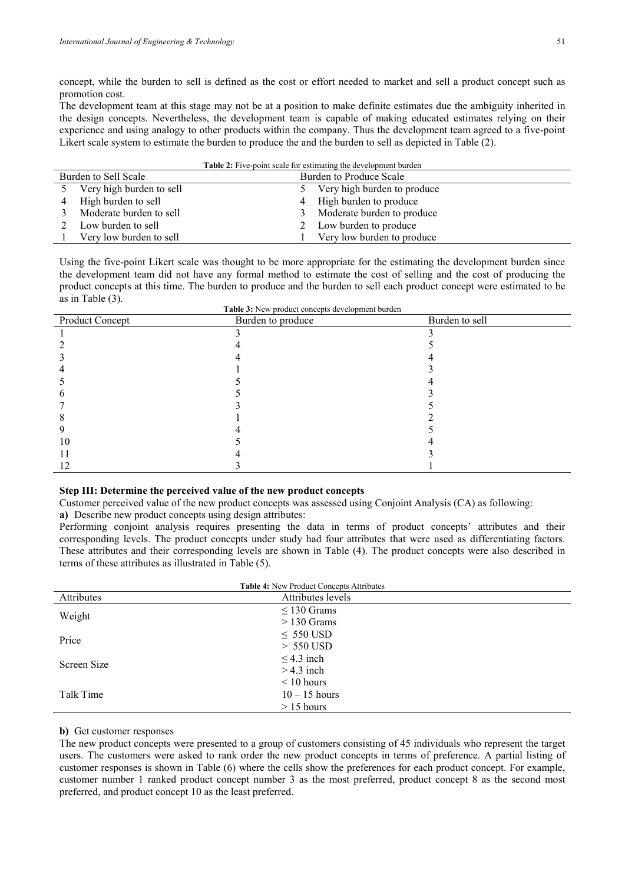concept, while the burden to sell is defined as the cost or effort needed to market and sell a product concept such as promotion cost.

The development team at this stage may not be at a position to make definite estimates due the ambiguity inherited in the design concepts. Nevertheless, the development team is capable of making educated estimates relying on their experience and using analogy to other products within the company. Thus the development team agreed to a five-point Likert scale system to estimate the burden to produce the and the burden to sell as depicted in Table (2).

**Table 2:** Five-point scale for estimating the development burden

| Burden to Sell Scale | | Burden to Produce Scale | |
|---|---|---|---|
| 5 | Very high burden to sell | 5 | Very high burden to produce |
| 4 | High burden to sell | 4 | High burden to produce |
| 3 | Moderate burden to sell | 3 | Moderate burden to produce |
| 2 | Low burden to sell | 2 | Low burden to produce |
| 1 | Very low burden to sell | 1 | Very low burden to produce |

Using the five-point Likert scale was thought to be more appropriate for the estimating the development burden since the development team did not have any formal method to estimate the cost of selling and the cost of producing the product concepts at this time. The burden to produce and the burden to sell each product concept were estimated to be as in Table (3).

**Table 3:** New product concepts development burden

| Product Concept | Burden to produce | Burden to sell |
|---|---|---|
| 1 | 3 | 3 |
| 2 | 4 | 5 |
| 3 | 4 | 4 |
| 4 | 1 | 3 |
| 5 | 5 | 4 |
| 6 | 5 | 3 |
| 7 | 3 | 5 |
| 8 | 1 | 2 |
| 9 | 4 | 5 |
| 10 | 5 | 4 |
| 11 | 4 | 3 |
| 12 | 3 | 1 |

**Step III: Determine the perceived value of the new product concepts**

Customer perceived value of the new product concepts was assessed using Conjoint Analysis (CA) as following:

**a)** Describe new product concepts using design attributes:

Performing conjoint analysis requires presenting the data in terms of product concepts' attributes and their corresponding levels. The product concepts under study had four attributes that were used as differentiating factors. These attributes and their corresponding levels are shown in Table (4). The product concepts were also described in terms of these attributes as illustrated in Table (5).

**Table 4:** New Product Concepts Attributes

| Attributes | Attributes levels |
|---|---|
| Weight | ≤ 130 Grams |
| | > 130 Grams |
| Price | ≤ 550 USD |
| | > 550 USD |
| Screen Size | ≤ 4.3 inch |
| | > 4.3 inch |
| Talk Time | < 10 hours |
| | 10 – 15 hours |
| | > 15 hours |

**b)** Get customer responses

The new product concepts were presented to a group of customers consisting of 45 individuals who represent the target users. The customers were asked to rank order the new product concepts in terms of preference. A partial listing of customer responses is shown in Table (6) where the cells show the preferences for each product concept. For example, customer number 1 ranked product concept number 3 as the most preferred, product concept 8 as the second most preferred, and product concept 10 as the least preferred.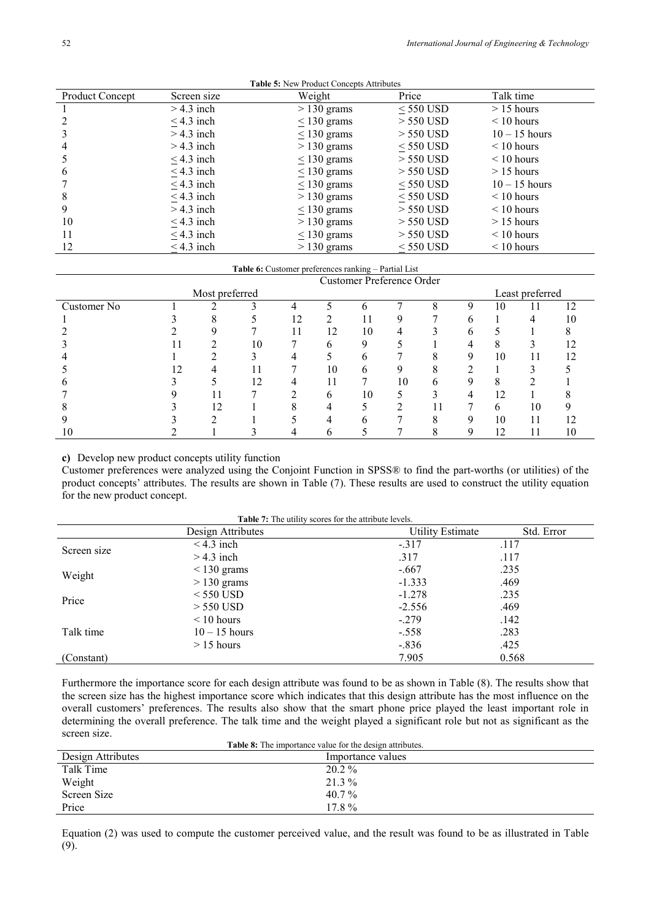**Table 5:** New Product Concepts Attributes

| Product Concept | Screen size | Weight | Price | Talk time |
|---|---|---|---|---|
| 1 | > 4.3 inch | > 130 grams | ≤ 550 USD | > 15 hours |
| 2 | ≤ 4.3 inch | ≤ 130 grams | > 550 USD | < 10 hours |
| 3 | > 4.3 inch | ≤ 130 grams | > 550 USD | 10 – 15 hours |
| 4 | > 4.3 inch | > 130 grams | ≤ 550 USD | < 10 hours |
| 5 | ≤ 4.3 inch | ≤ 130 grams | > 550 USD | < 10 hours |
| 6 | ≤ 4.3 inch | ≤ 130 grams | > 550 USD | > 15 hours |
| 7 | ≤ 4.3 inch | ≤ 130 grams | ≤ 550 USD | 10 – 15 hours |
| 8 | ≤ 4.3 inch | > 130 grams | ≤ 550 USD | < 10 hours |
| 9 | > 4.3 inch | ≤ 130 grams | > 550 USD | < 10 hours |
| 10 | ≤ 4.3 inch | > 130 grams | > 550 USD | > 15 hours |
| 11 | ≤ 4.3 inch | ≤ 130 grams | > 550 USD | < 10 hours |
| 12 | ≤ 4.3 inch | > 130 grams | ≤ 550 USD | < 10 hours |

**Table 6:** Customer preferences ranking – Partial List

| | Customer Preference Order | | | | | | | | | | | |
|---|---|---|---|---|---|---|---|---|---|---|---|---|
| | Most preferred | | | | | | | | | Least preferred | | |
| Customer No | 1 | 2 | 3 | 4 | 5 | 6 | 7 | 8 | 9 | 10 | 11 | 12 |
| 1 | 3 | 8 | 5 | 12 | 2 | 11 | 9 | 7 | 6 | 1 | 4 | 10 |
| 2 | 2 | 9 | 7 | 11 | 12 | 10 | 4 | 3 | 6 | 5 | 1 | 8 |
| 3 | 11 | 2 | 10 | 7 | 6 | 9 | 5 | 1 | 4 | 8 | 3 | 12 |
| 4 | 1 | 2 | 3 | 4 | 5 | 6 | 7 | 8 | 9 | 10 | 11 | 12 |
| 5 | 12 | 4 | 11 | 7 | 10 | 6 | 9 | 8 | 2 | 1 | 3 | 5 |
| 6 | 3 | 5 | 12 | 4 | 11 | 7 | 10 | 6 | 9 | 8 | 2 | 1 |
| 7 | 9 | 11 | 7 | 2 | 6 | 10 | 5 | 3 | 4 | 12 | 1 | 8 |
| 8 | 3 | 12 | 1 | 8 | 4 | 5 | 2 | 11 | 7 | 6 | 10 | 9 |
| 9 | 3 | 2 | 1 | 5 | 4 | 6 | 7 | 8 | 9 | 10 | 11 | 12 |
| 10 | 2 | 1 | 3 | 4 | 6 | 5 | 7 | 8 | 9 | 12 | 11 | 10 |

**c)** Develop new product concepts utility function

Customer preferences were analyzed using the Conjoint Function in SPSS® to find the part-worths (or utilities) of the product concepts' attributes. The results are shown in Table (7). These results are used to construct the utility equation for the new product concept.

**Table 7:** The utility scores for the attribute levels.

| | Design Attributes | Utility Estimate | Std. Error |
|---|---|---|---|
| Screen size | < 4.3 inch | -.317 | .117 |
| | > 4.3 inch | .317 | .117 |
| Weight | < 130 grams | -.667 | .235 |
| | > 130 grams | -1.333 | .469 |
| Price | < 550 USD | -1.278 | .235 |
| | > 550 USD | -2.556 | .469 |
| Talk time | < 10 hours | -.279 | .142 |
| | 10 – 15 hours | -.558 | .283 |
| | > 15 hours | -.836 | .425 |
| (Constant) | | 7.905 | 0.568 |

Furthermore the importance score for each design attribute was found to be as shown in Table (8). The results show that the screen size has the highest importance score which indicates that this design attribute has the most influence on the overall customers' preferences. The results also show that the smart phone price played the least important role in determining the overall preference. The talk time and the weight played a significant role but not as significant as the screen size.

**Table 8:** The importance value for the design attributes.

| Design Attributes | Importance values |
|---|---|
| Talk Time | 20.2 % |
| Weight | 21.3 % |
| Screen Size | 40.7 % |
| Price | 17.8 % |

Equation (2) was used to compute the customer perceived value, and the result was found to be as illustrated in Table (9).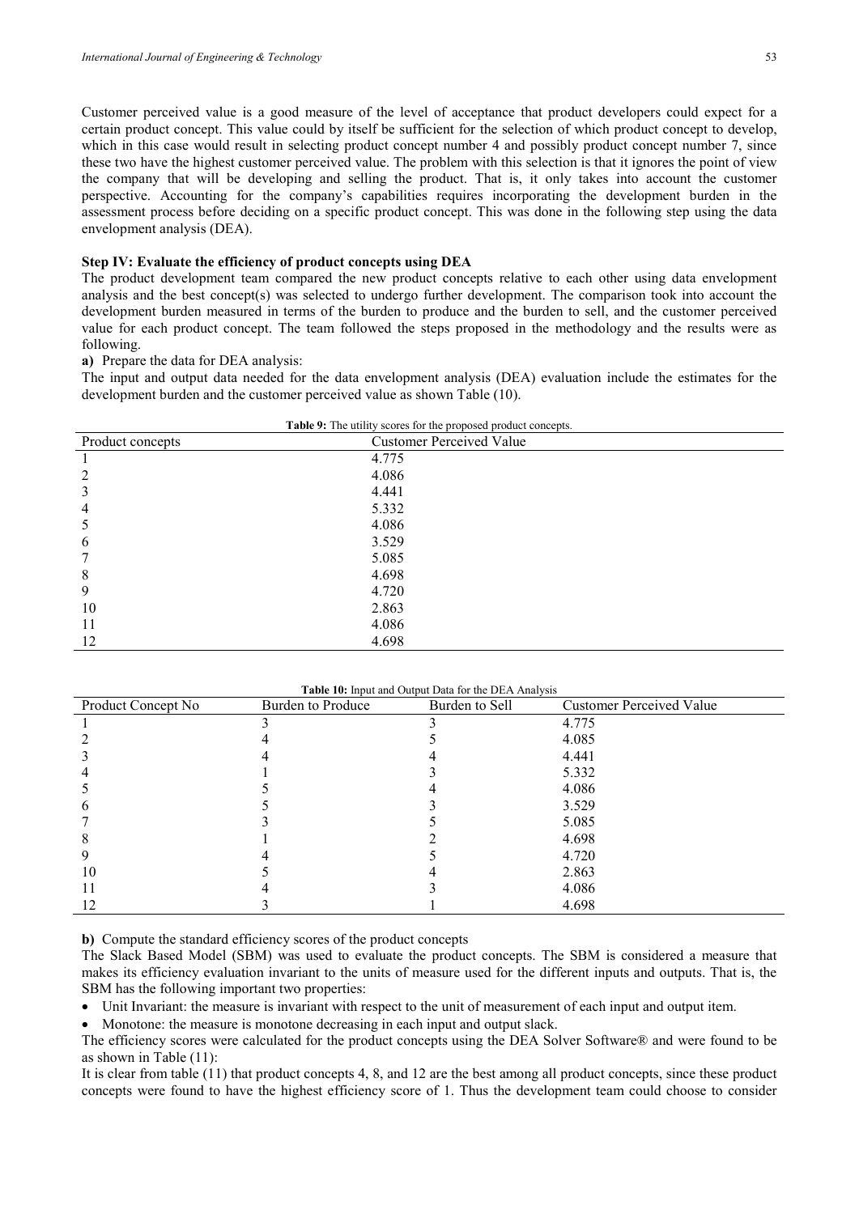Customer perceived value is a good measure of the level of acceptance that product developers could expect for a certain product concept. This value could by itself be sufficient for the selection of which product concept to develop, which in this case would result in selecting product concept number 4 and possibly product concept number 7, since these two have the highest customer perceived value. The problem with this selection is that it ignores the point of view the company that will be developing and selling the product. That is, it only takes into account the customer perspective. Accounting for the company's capabilities requires incorporating the development burden in the assessment process before deciding on a specific product concept. This was done in the following step using the data envelopment analysis (DEA).

**Step IV: Evaluate the efficiency of product concepts using DEA**

The product development team compared the new product concepts relative to each other using data envelopment analysis and the best concept(s) was selected to undergo further development. The comparison took into account the development burden measured in terms of the burden to produce and the burden to sell, and the customer perceived value for each product concept. The team followed the steps proposed in the methodology and the results were as following.

**a)** Prepare the data for DEA analysis:

The input and output data needed for the data envelopment analysis (DEA) evaluation include the estimates for the development burden and the customer perceived value as shown Table (10).

**Table 9:** The utility scores for the proposed product concepts.

| Product concepts | Customer Perceived Value |
|---|---|
| 1 | 4.775 |
| 2 | 4.086 |
| 3 | 4.441 |
| 4 | 5.332 |
| 5 | 4.086 |
| 6 | 3.529 |
| 7 | 5.085 |
| 8 | 4.698 |
| 9 | 4.720 |
| 10 | 2.863 |
| 11 | 4.086 |
| 12 | 4.698 |

**Table 10:** Input and Output Data for the DEA Analysis

| Product Concept No | Burden to Produce | Burden to Sell | Customer Perceived Value |
|---|---|---|---|
| 1 | 3 | 3 | 4.775 |
| 2 | 4 | 5 | 4.085 |
| 3 | 4 | 4 | 4.441 |
| 4 | 1 | 3 | 5.332 |
| 5 | 5 | 4 | 4.086 |
| 6 | 5 | 3 | 3.529 |
| 7 | 3 | 5 | 5.085 |
| 8 | 1 | 2 | 4.698 |
| 9 | 4 | 5 | 4.720 |
| 10 | 5 | 4 | 2.863 |
| 11 | 4 | 3 | 4.086 |
| 12 | 3 | 1 | 4.698 |

**b)** Compute the standard efficiency scores of the product concepts

The Slack Based Model (SBM) was used to evaluate the product concepts. The SBM is considered a measure that makes its efficiency evaluation invariant to the units of measure used for the different inputs and outputs. That is, the SBM has the following important two properties:

- Unit Invariant: the measure is invariant with respect to the unit of measurement of each input and output item.
- Monotone: the measure is monotone decreasing in each input and output slack.

The efficiency scores were calculated for the product concepts using the DEA Solver Software® and were found to be as shown in Table (11):

It is clear from table (11) that product concepts 4, 8, and 12 are the best among all product concepts, since these product concepts were found to have the highest efficiency score of 1. Thus the development team could choose to consider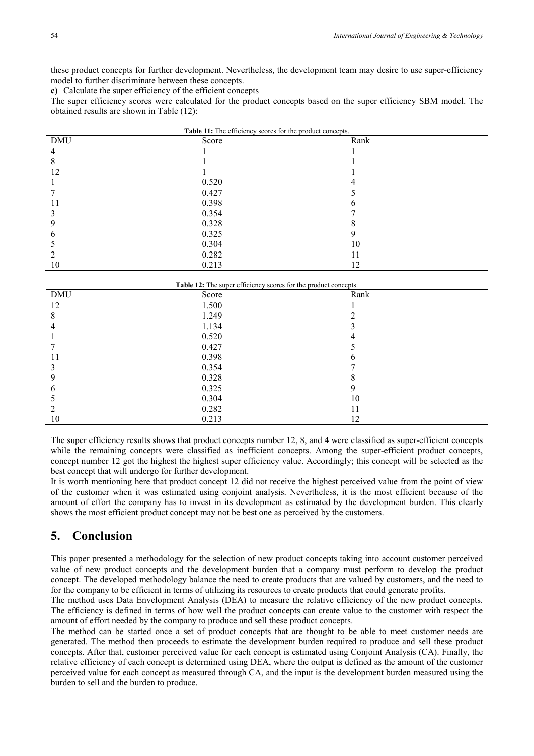these product concepts for further development. Nevertheless, the development team may desire to use super-efficiency model to further discriminate between these concepts.

**c)** Calculate the super efficiency of the efficient concepts

The super efficiency scores were calculated for the product concepts based on the super efficiency SBM model. The obtained results are shown in Table (12):

**Table 11:** The efficiency scores for the product concepts.

| DMU | Score | Rank |
|---|---|---|
| 4 | 1 | 1 |
| 8 | 1 | 1 |
| 12 | 1 | 1 |
| 1 | 0.520 | 4 |
| 7 | 0.427 | 5 |
| 11 | 0.398 | 6 |
| 3 | 0.354 | 7 |
| 9 | 0.328 | 8 |
| 6 | 0.325 | 9 |
| 5 | 0.304 | 10 |
| 2 | 0.282 | 11 |
| 10 | 0.213 | 12 |

**Table 12:** The super efficiency scores for the product concepts.

| DMU | Score | Rank |
|---|---|---|
| 12 | 1.500 | 1 |
| 8 | 1.249 | 2 |
| 4 | 1.134 | 3 |
| 1 | 0.520 | 4 |
| 7 | 0.427 | 5 |
| 11 | 0.398 | 6 |
| 3 | 0.354 | 7 |
| 9 | 0.328 | 8 |
| 6 | 0.325 | 9 |
| 5 | 0.304 | 10 |
| 2 | 0.282 | 11 |
| 10 | 0.213 | 12 |

The super efficiency results shows that product concepts number 12, 8, and 4 were classified as super-efficient concepts while the remaining concepts were classified as inefficient concepts. Among the super-efficient product concepts, concept number 12 got the highest the highest super efficiency value. Accordingly; this concept will be selected as the best concept that will undergo for further development.

It is worth mentioning here that product concept 12 did not receive the highest perceived value from the point of view of the customer when it was estimated using conjoint analysis. Nevertheless, it is the most efficient because of the amount of effort the company has to invest in its development as estimated by the development burden. This clearly shows the most efficient product concept may not be best one as perceived by the customers.

## 5. Conclusion

This paper presented a methodology for the selection of new product concepts taking into account customer perceived value of new product concepts and the development burden that a company must perform to develop the product concept. The developed methodology balance the need to create products that are valued by customers, and the need to for the company to be efficient in terms of utilizing its resources to create products that could generate profits.

The method uses Data Envelopment Analysis (DEA) to measure the relative efficiency of the new product concepts. The efficiency is defined in terms of how well the product concepts can create value to the customer with respect the amount of effort needed by the company to produce and sell these product concepts.

The method can be started once a set of product concepts that are thought to be able to meet customer needs are generated. The method then proceeds to estimate the development burden required to produce and sell these product concepts. After that, customer perceived value for each concept is estimated using Conjoint Analysis (CA). Finally, the relative efficiency of each concept is determined using DEA, where the output is defined as the amount of the customer perceived value for each concept as measured through CA, and the input is the development burden measured using the burden to sell and the burden to produce.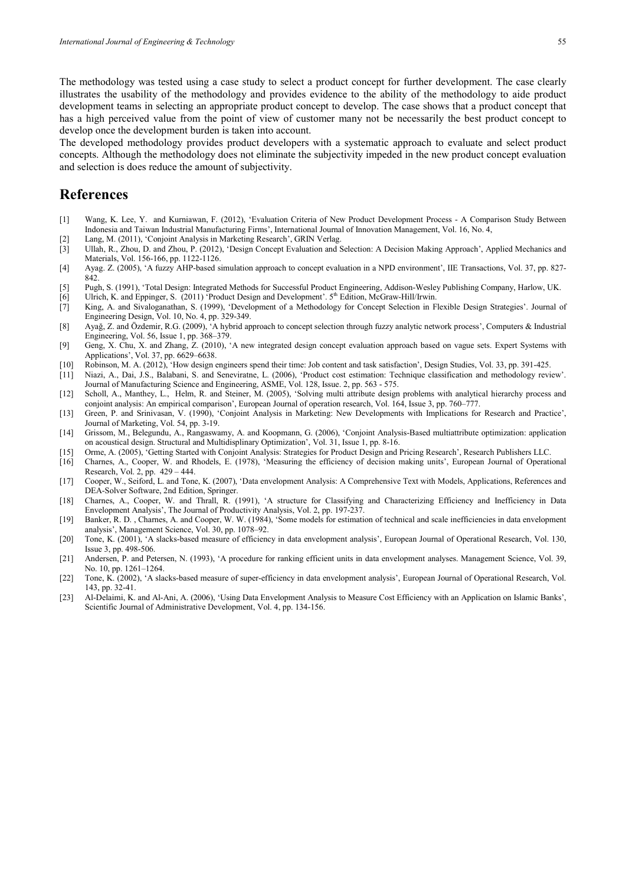The methodology was tested using a case study to select a product concept for further development. The case clearly illustrates the usability of the methodology and provides evidence to the ability of the methodology to aide product development teams in selecting an appropriate product concept to develop. The case shows that a product concept that has a high perceived value from the point of view of customer many not be necessarily the best product concept to develop once the development burden is taken into account.

The developed methodology provides product developers with a systematic approach to evaluate and select product concepts. Although the methodology does not eliminate the subjectivity impeded in the new product concept evaluation and selection is does reduce the amount of subjectivity.

# References

[1] Wang, K. Lee, Y. and Kurniawan, F. (2012), 'Evaluation Criteria of New Product Development Process - A Comparison Study Between Indonesia and Taiwan Industrial Manufacturing Firms', International Journal of Innovation Management, Vol. 16, No. 4,

[2] Lang, M. (2011), 'Conjoint Analysis in Marketing Research', GRIN Verlag.

[3] Ullah, R., Zhou, D. and Zhou, P. (2012), 'Design Concept Evaluation and Selection: A Decision Making Approach', Applied Mechanics and Materials, Vol. 156-166, pp. 1122-1126.

[4] Ayag. Z. (2005), 'A fuzzy AHP-based simulation approach to concept evaluation in a NPD environment', IIE Transactions, Vol. 37, pp. 827-842.

[5] Pugh, S. (1991), 'Total Design: Integrated Methods for Successful Product Engineering, Addison-Wesley Publishing Company, Harlow, UK.

[6] Ulrich, K. and Eppinger, S. (2011) 'Product Design and Development'. 5th Edition, McGraw-Hill/Irwin.

[7] King, A. and Sivaloganathan, S. (1999), 'Development of a Methodology for Concept Selection in Flexible Design Strategies'. Journal of Engineering Design, Vol. 10, No. 4, pp. 329-349.

[8] Ayağ, Z. and Özdemir, R.G. (2009), 'A hybrid approach to concept selection through fuzzy analytic network process', Computers & Industrial Engineering, Vol. 56, Issue 1, pp. 368–379.

[9] Geng, X. Chu, X. and Zhang, Z. (2010), 'A new integrated design concept evaluation approach based on vague sets. Expert Systems with Applications', Vol. 37, pp. 6629–6638.

[10] Robinson, M. A. (2012), 'How design engineers spend their time: Job content and task satisfaction', Design Studies, Vol. 33, pp. 391-425.

[11] Niazi, A., Dai, J.S., Balabani, S. and Seneviratne, L. (2006), 'Product cost estimation: Technique classification and methodology review'. Journal of Manufacturing Science and Engineering, ASME, Vol. 128, Issue. 2, pp. 563 - 575.

[12] Scholl, A., Manthey, L., Helm, R. and Steiner, M. (2005), 'Solving multi attribute design problems with analytical hierarchy process and conjoint analysis: An empirical comparison', European Journal of operation research, Vol. 164, Issue 3, pp. 760–777.

[13] Green, P. and Srinivasan, V. (1990), 'Conjoint Analysis in Marketing: New Developments with Implications for Research and Practice', Journal of Marketing, Vol. 54, pp. 3-19.

[14] Grissom, M., Belegundu, A., Rangaswamy, A. and Koopmann, G. (2006), 'Conjoint Analysis-Based multiattribute optimization: application on acoustical design. Structural and Multidisplinary Optimization', Vol. 31, Issue 1, pp. 8-16.

[15] Orme, A. (2005), 'Getting Started with Conjoint Analysis: Strategies for Product Design and Pricing Research', Research Publishers LLC.

[16] Charnes, A., Cooper, W. and Rhodels, E. (1978), 'Measuring the efficiency of decision making units', European Journal of Operational Research, Vol. 2, pp. 429 – 444.

[17] Cooper, W., Seiford, L. and Tone, K. (2007), 'Data envelopment Analysis: A Comprehensive Text with Models, Applications, References and DEA-Solver Software, 2nd Edition, Springer.

[18] Charnes, A., Cooper, W. and Thrall, R. (1991), 'A structure for Classifying and Characterizing Efficiency and Inefficiency in Data Envelopment Analysis', The Journal of Productivity Analysis, Vol. 2, pp. 197-237.

[19] Banker, R. D. , Charnes, A. and Cooper, W. W. (1984), 'Some models for estimation of technical and scale inefficiencies in data envelopment analysis', Management Science, Vol. 30, pp. 1078–92.

[20] Tone, K. (2001), 'A slacks-based measure of efficiency in data envelopment analysis', European Journal of Operational Research, Vol. 130, Issue 3, pp. 498-506.

[21] Andersen, P. and Petersen, N. (1993), 'A procedure for ranking efficient units in data envelopment analyses. Management Science, Vol. 39, No. 10, pp. 1261–1264.

[22] Tone, K. (2002), 'A slacks-based measure of super-efficiency in data envelopment analysis', European Journal of Operational Research, Vol. 143, pp. 32-41.

[23] Al-Delaimi, K. and Al-Ani, A. (2006), 'Using Data Envelopment Analysis to Measure Cost Efficiency with an Application on Islamic Banks', Scientific Journal of Administrative Development, Vol. 4, pp. 134-156.